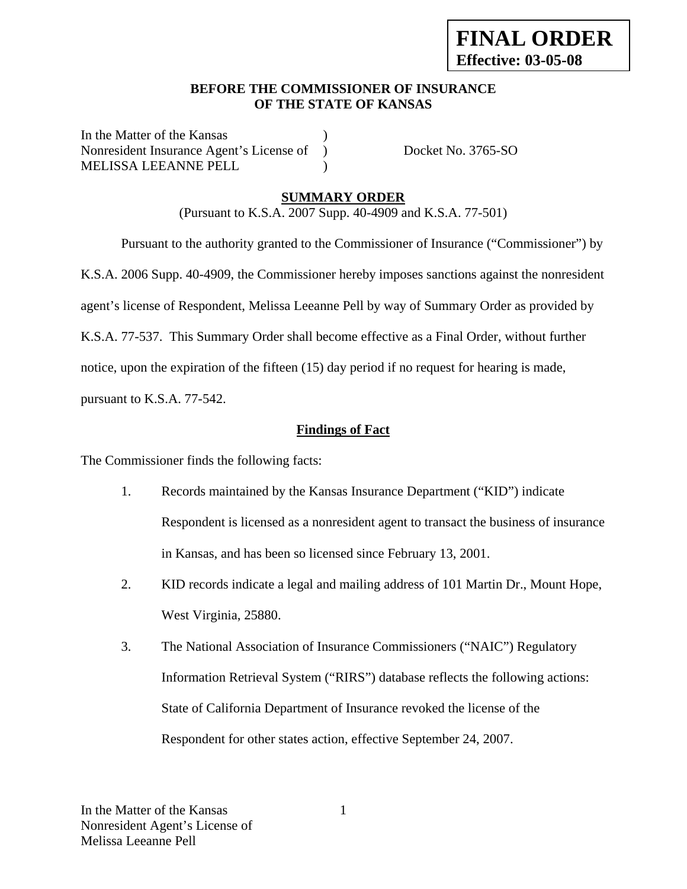**FINAL ORDER**
**Effective: 03-05-08**

**BEFORE THE COMMISSIONER OF INSURANCE**
**OF THE STATE OF KANSAS**

In the Matter of the Kansas )
Nonresident Insurance Agent's License of ) Docket No. 3765-SO
MELISSA LEEANNE PELL )

## SUMMARY ORDER

(Pursuant to K.S.A. 2007 Supp. 40-4909 and K.S.A. 77-501)

Pursuant to the authority granted to the Commissioner of Insurance ("Commissioner") by K.S.A. 2006 Supp. 40-4909, the Commissioner hereby imposes sanctions against the nonresident agent's license of Respondent, Melissa Leeanne Pell by way of Summary Order as provided by K.S.A. 77-537. This Summary Order shall become effective as a Final Order, without further notice, upon the expiration of the fifteen (15) day period if no request for hearing is made, pursuant to K.S.A. 77-542.

### Findings of Fact

The Commissioner finds the following facts:

1. Records maintained by the Kansas Insurance Department ("KID") indicate Respondent is licensed as a nonresident agent to transact the business of insurance in Kansas, and has been so licensed since February 13, 2001.

2. KID records indicate a legal and mailing address of 101 Martin Dr., Mount Hope, West Virginia, 25880.

3. The National Association of Insurance Commissioners ("NAIC") Regulatory Information Retrieval System ("RIRS") database reflects the following actions: State of California Department of Insurance revoked the license of the Respondent for other states action, effective September 24, 2007.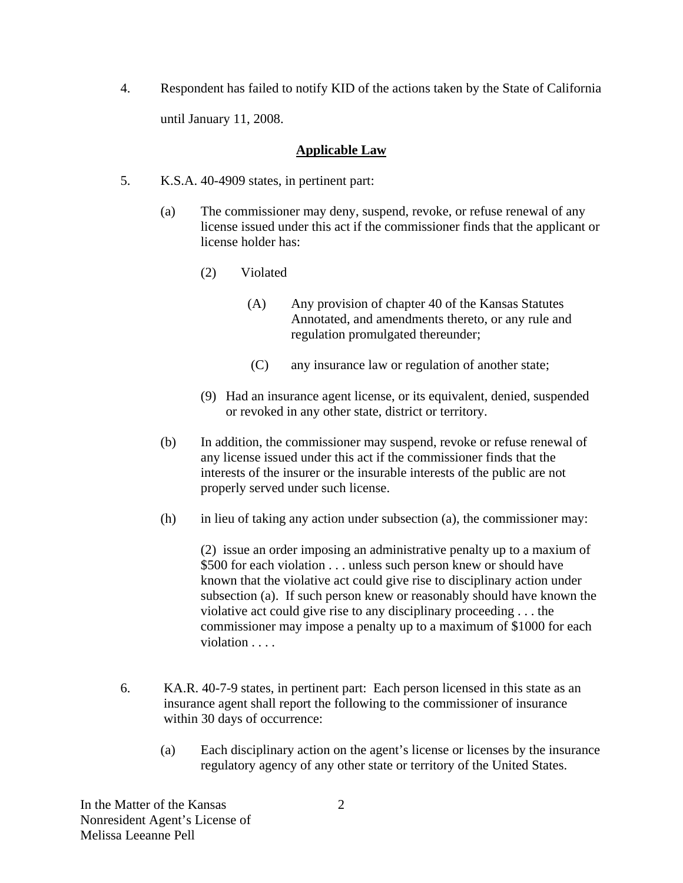4. Respondent has failed to notify KID of the actions taken by the State of California until January 11, 2008.

## **Applicable Law**

5. K.S.A. 40-4909 states, in pertinent part:

   (a) The commissioner may deny, suspend, revoke, or refuse renewal of any license issued under this act if the commissioner finds that the applicant or license holder has:

   (2) Violated

   (A) Any provision of chapter 40 of the Kansas Statutes Annotated, and amendments thereto, or any rule and regulation promulgated thereunder;

   (C) any insurance law or regulation of another state;

   (9) Had an insurance agent license, or its equivalent, denied, suspended or revoked in any other state, district or territory.

   (b) In addition, the commissioner may suspend, revoke or refuse renewal of any license issued under this act if the commissioner finds that the interests of the insurer or the insurable interests of the public are not properly served under such license.

   (h) in lieu of taking any action under subsection (a), the commissioner may:

   (2) issue an order imposing an administrative penalty up to a maxium of $500 for each violation . . . unless such person knew or should have known that the violative act could give rise to disciplinary action under subsection (a). If such person knew or reasonably should have known the violative act could give rise to any disciplinary proceeding . . . the commissioner may impose a penalty up to a maximum of $1000 for each violation . . . .

6. KA.R. 40-7-9 states, in pertinent part: Each person licensed in this state as an insurance agent shall report the following to the commissioner of insurance within 30 days of occurrence:

   (a) Each disciplinary action on the agent's license or licenses by the insurance regulatory agency of any other state or territory of the United States.

In the Matter of the Kansas
Nonresident Agent's License of
Melissa Leeanne Pell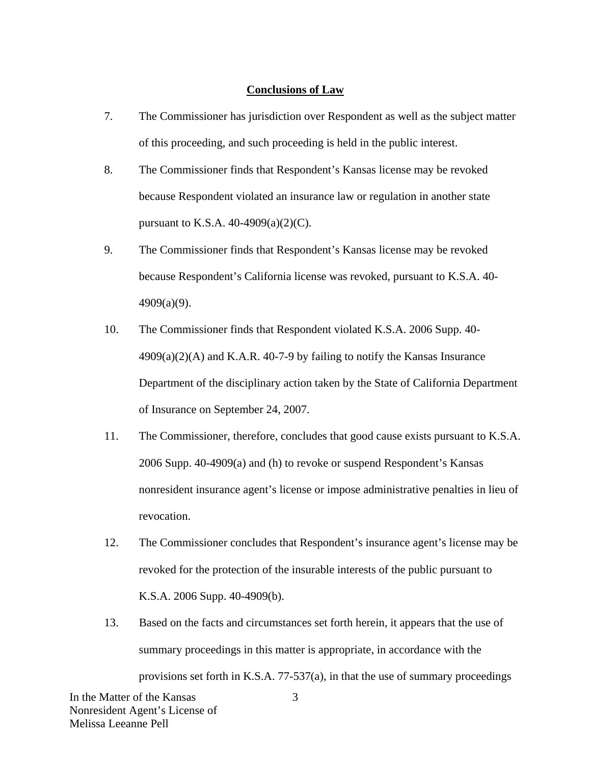**Conclusions of Law**

7. The Commissioner has jurisdiction over Respondent as well as the subject matter of this proceeding, and such proceeding is held in the public interest.

8. The Commissioner finds that Respondent's Kansas license may be revoked because Respondent violated an insurance law or regulation in another state pursuant to K.S.A. 40-4909(a)(2)(C).

9. The Commissioner finds that Respondent's Kansas license may be revoked because Respondent's California license was revoked, pursuant to K.S.A. 40-4909(a)(9).

10. The Commissioner finds that Respondent violated K.S.A. 2006 Supp. 40-4909(a)(2)(A) and K.A.R. 40-7-9 by failing to notify the Kansas Insurance Department of the disciplinary action taken by the State of California Department of Insurance on September 24, 2007.

11. The Commissioner, therefore, concludes that good cause exists pursuant to K.S.A. 2006 Supp. 40-4909(a) and (h) to revoke or suspend Respondent's Kansas nonresident insurance agent's license or impose administrative penalties in lieu of revocation.

12. The Commissioner concludes that Respondent's insurance agent's license may be revoked for the protection of the insurable interests of the public pursuant to K.S.A. 2006 Supp. 40-4909(b).

13. Based on the facts and circumstances set forth herein, it appears that the use of summary proceedings in this matter is appropriate, in accordance with the provisions set forth in K.S.A. 77-537(a), in that the use of summary proceedings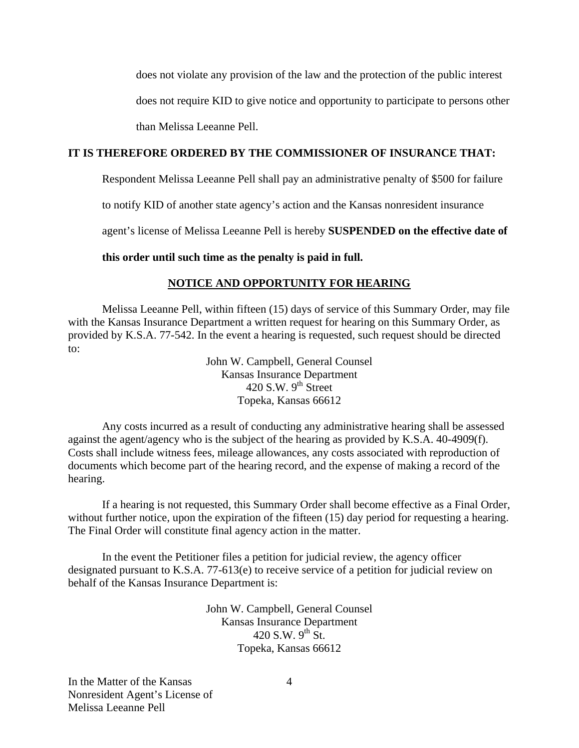does not violate any provision of the law and the protection of the public interest does not require KID to give notice and opportunity to participate to persons other than Melissa Leeanne Pell.

**IT IS THEREFORE ORDERED BY THE COMMISSIONER OF INSURANCE THAT:**

Respondent Melissa Leeanne Pell shall pay an administrative penalty of $500 for failure to notify KID of another state agency's action and the Kansas nonresident insurance agent's license of Melissa Leeanne Pell is hereby **SUSPENDED on the effective date of this order until such time as the penalty is paid in full.**

## NOTICE AND OPPORTUNITY FOR HEARING

Melissa Leeanne Pell, within fifteen (15) days of service of this Summary Order, may file with the Kansas Insurance Department a written request for hearing on this Summary Order, as provided by K.S.A. 77-542. In the event a hearing is requested, such request should be directed to:

John W. Campbell, General Counsel
Kansas Insurance Department
420 S.W. 9th Street
Topeka, Kansas 66612

Any costs incurred as a result of conducting any administrative hearing shall be assessed against the agent/agency who is the subject of the hearing as provided by K.S.A. 40-4909(f). Costs shall include witness fees, mileage allowances, any costs associated with reproduction of documents which become part of the hearing record, and the expense of making a record of the hearing.

If a hearing is not requested, this Summary Order shall become effective as a Final Order, without further notice, upon the expiration of the fifteen (15) day period for requesting a hearing. The Final Order will constitute final agency action in the matter.

In the event the Petitioner files a petition for judicial review, the agency officer designated pursuant to K.S.A. 77-613(e) to receive service of a petition for judicial review on behalf of the Kansas Insurance Department is:

John W. Campbell, General Counsel
Kansas Insurance Department
420 S.W. 9th St.
Topeka, Kansas 66612

In the Matter of the Kansas
Nonresident Agent's License of
Melissa Leeanne Pell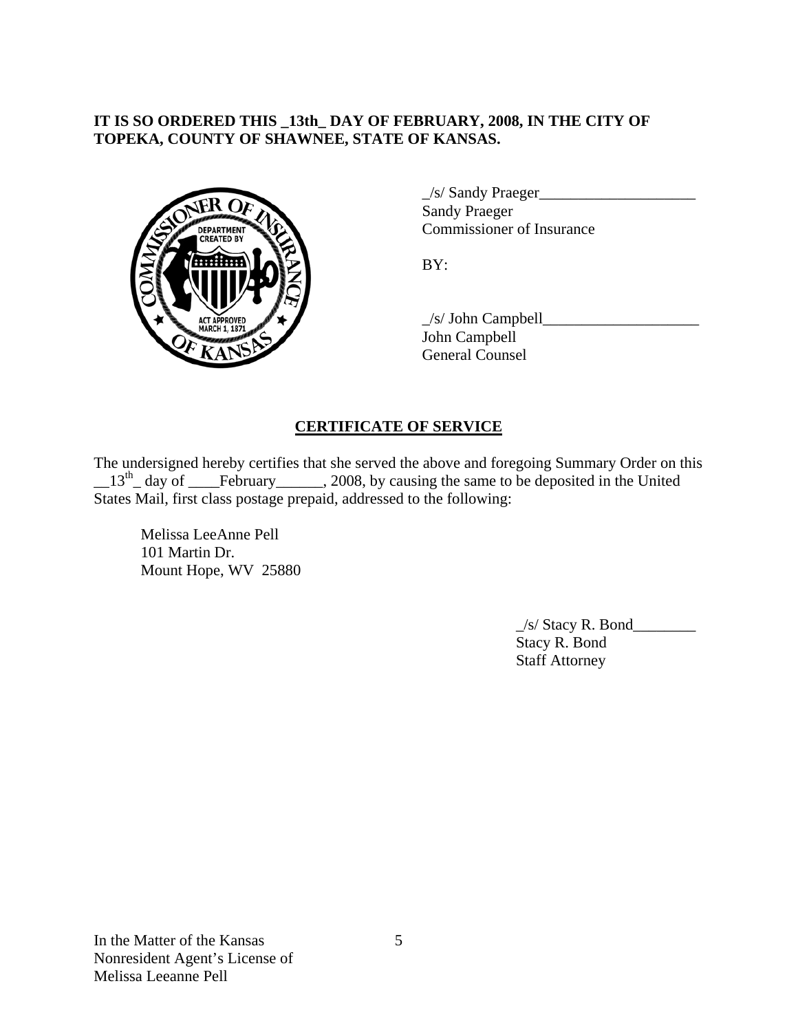**IT IS SO ORDERED THIS _13th_ DAY OF FEBRUARY, 2008, IN THE CITY OF TOPEKA, COUNTY OF SHAWNEE, STATE OF KANSAS.**

_/s/ Sandy Praeger____________________
Sandy Praeger
Commissioner of Insurance

BY:

_/s/ John Campbell____________________
John Campbell
General Counsel

## CERTIFICATE OF SERVICE

The undersigned hereby certifies that she served the above and foregoing Summary Order on this __13th_ day of ____February______, 2008, by causing the same to be deposited in the United States Mail, first class postage prepaid, addressed to the following:

Melissa LeeAnne Pell
101 Martin Dr.
Mount Hope, WV 25880

_/s/ Stacy R. Bond________
Stacy R. Bond
Staff Attorney

In the Matter of the Kansas
Nonresident Agent's License of
Melissa Leeanne Pell